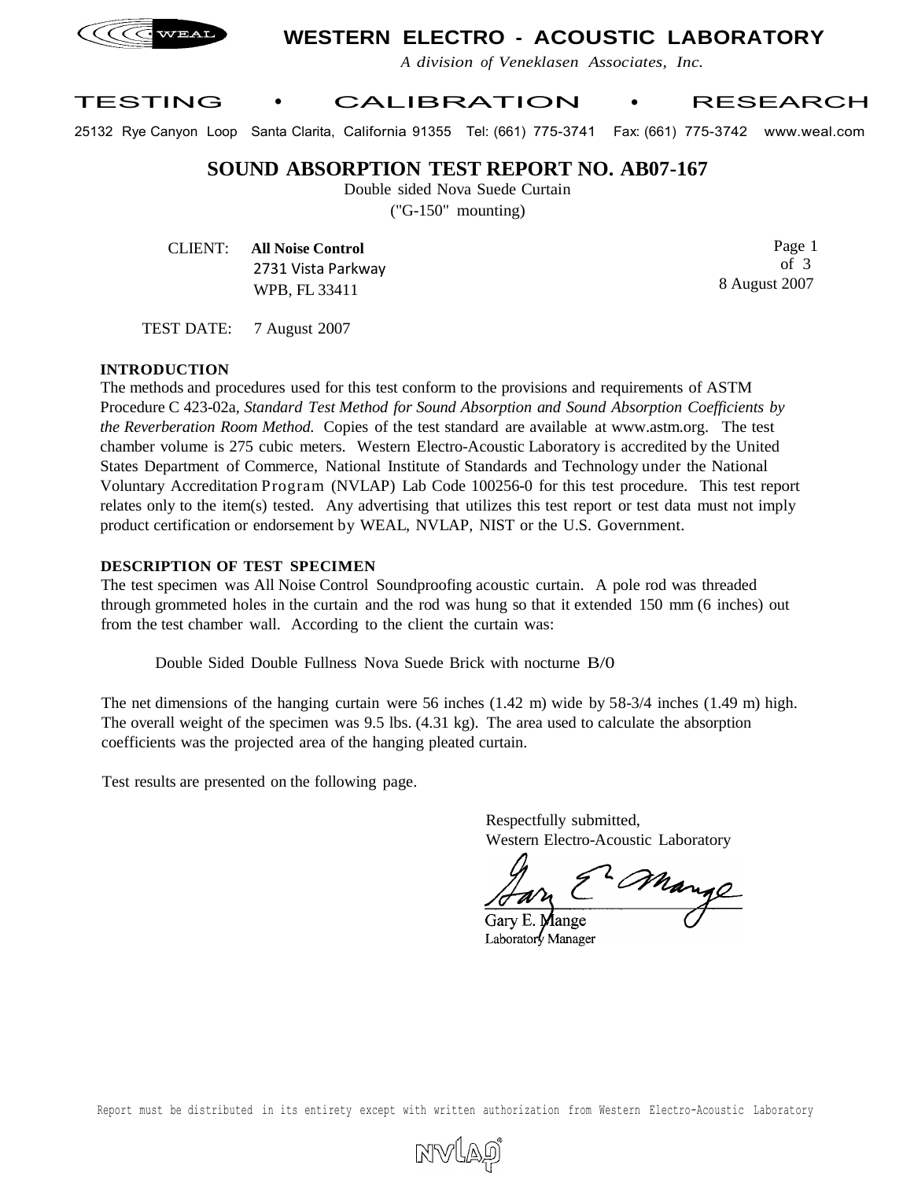# WESTERN ELECTRO - ACOUSTIC LABORATORY

*A division of Veneklasen Associates, Inc.*

TESTING • CALIBRATION • RESEARCH

25132 Rye Canyon Loop Santa Clarita, California 91355 Tel: (661) 775-3741 Fax: (661) 775-3742 www.weal.com

## SOUND ABSORPTION TEST REPORT NO. AB07-167

Double sided Nova Suede Curtain

("G-150" mounting)

CLIENT: **All Noise Control**
2731 Vista Parkway
WPB, FL 33411

8 August 2007

TEST DATE: 7 August 2007

### INTRODUCTION

The methods and procedures used for this test conform to the provisions and requirements of ASTM Procedure C 423-02a, *Standard Test Method for Sound Absorption and Sound Absorption Coefficients by the Reverberation Room Method.* Copies of the test standard are available at www.astm.org. The test chamber volume is 275 cubic meters. Western Electro-Acoustic Laboratory is accredited by the United States Department of Commerce, National Institute of Standards and Technology under the National Voluntary Accreditation Program (NVLAP) Lab Code 100256-0 for this test procedure. This test report relates only to the item(s) tested. Any advertising that utilizes this test report or test data must not imply product certification or endorsement by WEAL, NVLAP, NIST or the U.S. Government.

### DESCRIPTION OF TEST SPECIMEN

The test specimen was All Noise Control Soundproofing acoustic curtain. A pole rod was threaded through grommeted holes in the curtain and the rod was hung so that it extended 150 mm (6 inches) out from the test chamber wall. According to the client the curtain was:

Double Sided Double Fullness Nova Suede Brick with nocturne B/0

The net dimensions of the hanging curtain were 56 inches (1.42 m) wide by 58-3/4 inches (1.49 m) high. The overall weight of the specimen was 9.5 lbs. (4.31 kg). The area used to calculate the absorption coefficients was the projected area of the hanging pleated curtain.

Test results are presented on the following page.

Respectfully submitted,
Western Electro-Acoustic Laboratory

Gary E. Mange
Laboratory Manager

Report must be distributed in its entirety except with written authorization from Western Electro-Acoustic Laboratory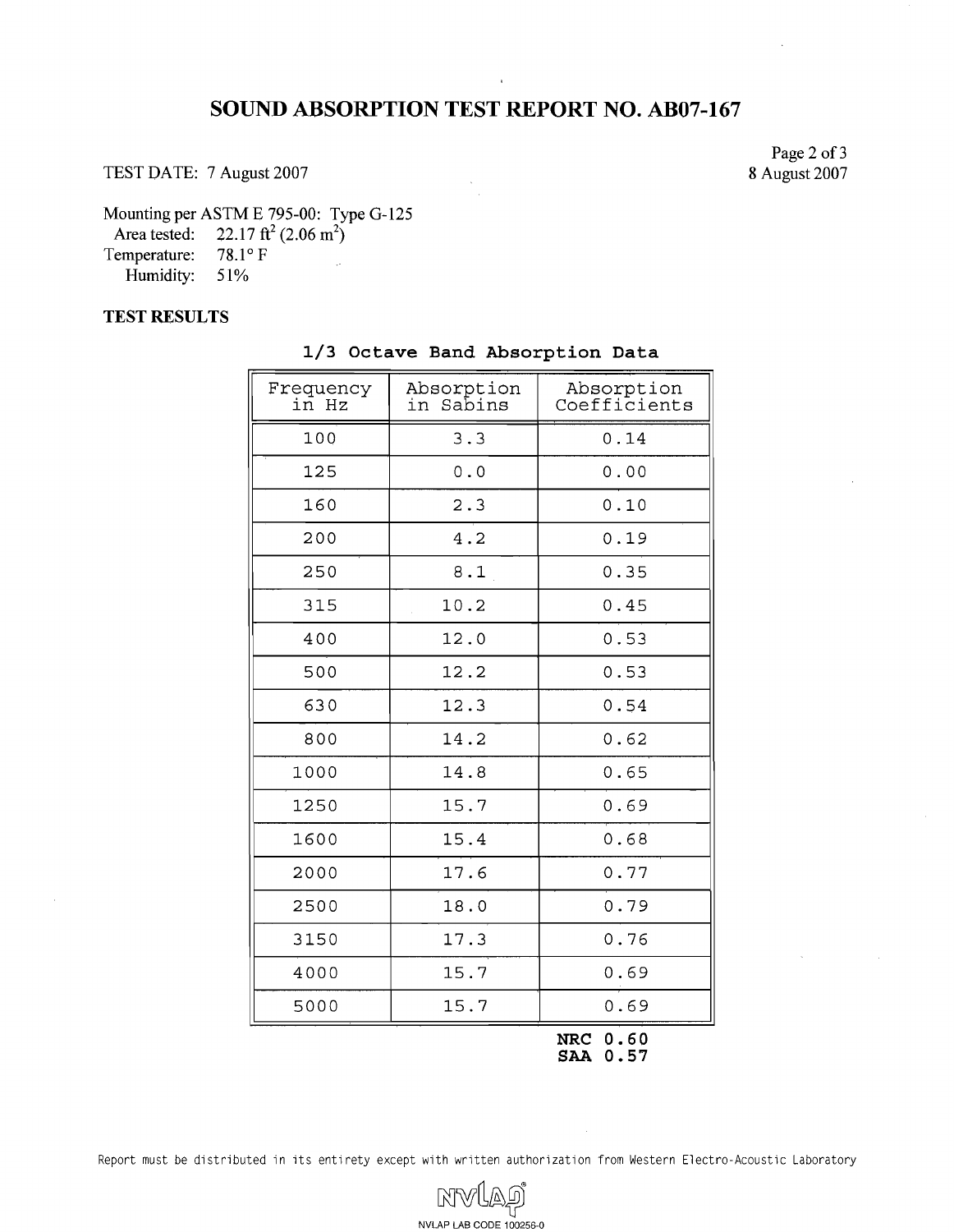# SOUND ABSORPTION TEST REPORT NO. AB07-167

TEST DATE: 7 August 2007

8 August 2007

Mounting per ASTM E 795-00: Type G-125
Area tested: 22.17 $ft^2$ (2.06 $m^2$)
Temperature: 78.1° F
Humidity: 51%

## TEST RESULTS

**1/3 Octave Band Absorption Data**

| Frequency in Hz | Absorption in Sabins | Absorption Coefficients |
|---|---|---|
| 100 | 3.3 | 0.14 |
| 125 | 0.0 | 0.00 |
| 160 | 2.3 | 0.10 |
| 200 | 4.2 | 0.19 |
| 250 | 8.1 | 0.35 |
| 315 | 10.2 | 0.45 |
| 400 | 12.0 | 0.53 |
| 500 | 12.2 | 0.53 |
| 630 | 12.3 | 0.54 |
| 800 | 14.2 | 0.62 |
| 1000 | 14.8 | 0.65 |
| 1250 | 15.7 | 0.69 |
| 1600 | 15.4 | 0.68 |
| 2000 | 17.6 | 0.77 |
| 2500 | 18.0 | 0.79 |
| 3150 | 17.3 | 0.76 |
| 4000 | 15.7 | 0.69 |
| 5000 | 15.7 | 0.69 |

**NRC 0.60**
**SAA 0.57**

Report must be distributed in its entirety except with written authorization from Western Electro-Acoustic Laboratory

NVLAP LAB CODE 100256-0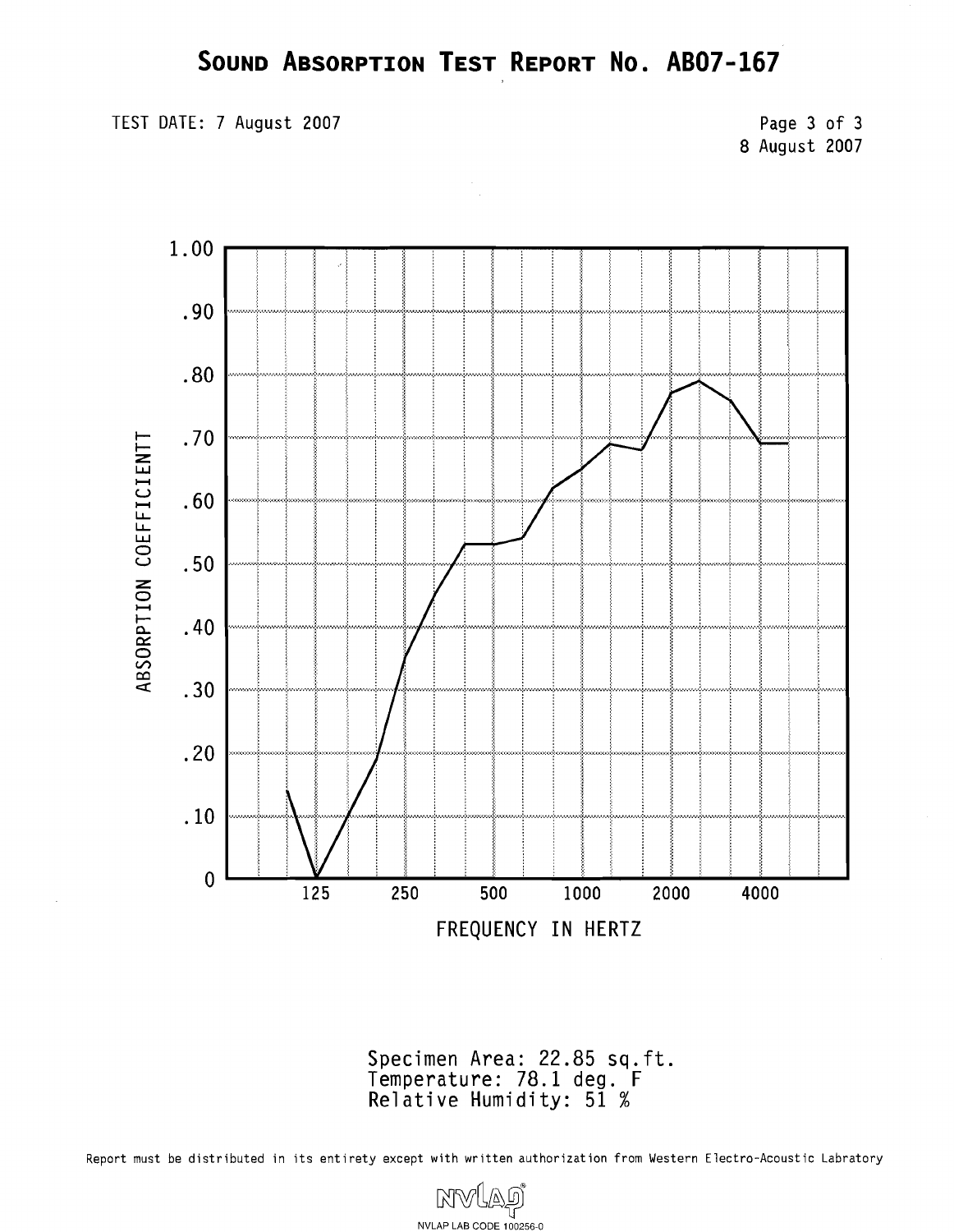# Sound Absorption Test Report No. AB07-167

TEST DATE: 7 August 2007

8 August 2007

ABSORPTION COEFFICIENTT

1.00
.90
.80
.70
.60
.50
.40
.30
.20
.10
0

125
250
500
1000
2000
4000

FREQUENCY IN HERTZ

Specimen Area: 22.85 sq.ft.
Temperature: 78.1 deg. F
Relative Humidity: 51 %

Report must be distributed in its entirety except with written authorization from Western Electro-Acoustic Labratory

NVLAP LAB CODE 100256-0